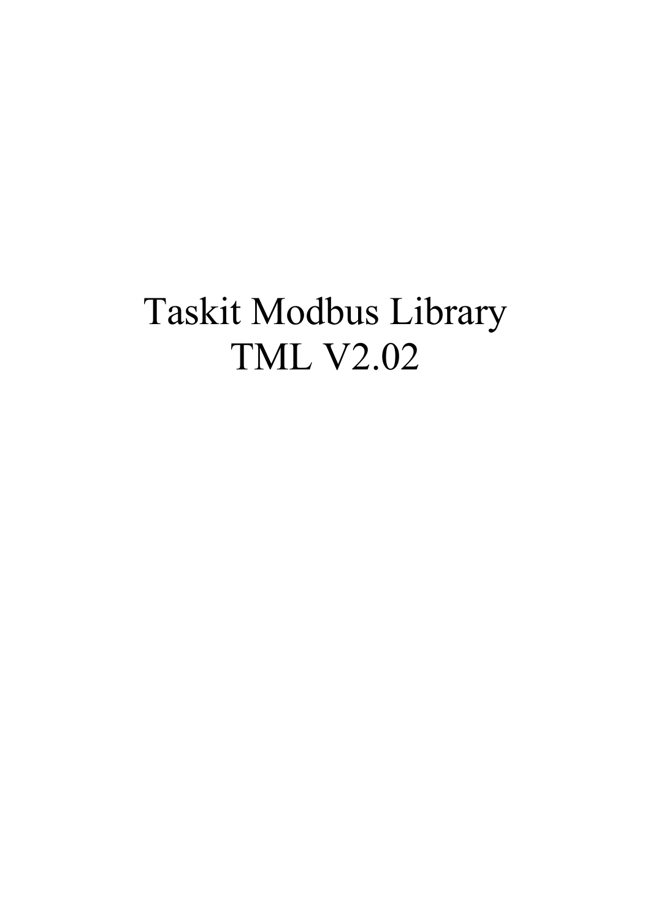# Taskit Modbus Library
# TML V2.02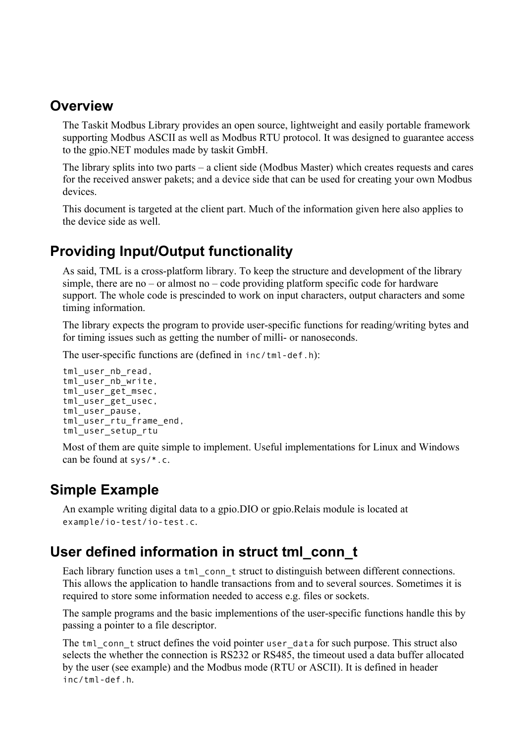## Overview

The Taskit Modbus Library provides an open source, lightweight and easily portable framework supporting Modbus ASCII as well as Modbus RTU protocol. It was designed to guarantee access to the gpio.NET modules made by taskit GmbH.

The library splits into two parts – a client side (Modbus Master) which creates requests and cares for the received answer pakets; and a device side that can be used for creating your own Modbus devices.

This document is targeted at the client part. Much of the information given here also applies to the device side as well.

## Providing Input/Output functionality

As said, TML is a cross-platform library. To keep the structure and development of the library simple, there are no – or almost no – code providing platform specific code for hardware support. The whole code is prescinded to work on input characters, output characters and some timing information.

The library expects the program to provide user-specific functions for reading/writing bytes and for timing issues such as getting the number of milli- or nanoseconds.

The user-specific functions are (defined in `inc/tml-def.h`):

```
tml_user_nb_read,
tml_user_nb_write,
tml_user_get_msec,
tml_user_get_usec,
tml_user_pause,
tml_user_rtu_frame_end,
tml_user_setup_rtu
```

Most of them are quite simple to implement. Useful implementations for Linux and Windows can be found at `sys/*.c`.

## Simple Example

An example writing digital data to a gpio.DIO or gpio.Relais module is located at `example/io-test/io-test.c`.

## User defined information in struct tml_conn_t

Each library function uses a `tml_conn_t` struct to distinguish between different connections. This allows the application to handle transactions from and to several sources. Sometimes it is required to store some information needed to access e.g. files or sockets.

The sample programs and the basic implementions of the user-specific functions handle this by passing a pointer to a file descriptor.

The `tml_conn_t` struct defines the void pointer `user_data` for such purpose. This struct also selects the whether the connection is RS232 or RS485, the timeout used a data buffer allocated by the user (see example) and the Modbus mode (RTU or ASCII). It is defined in header `inc/tml-def.h`.